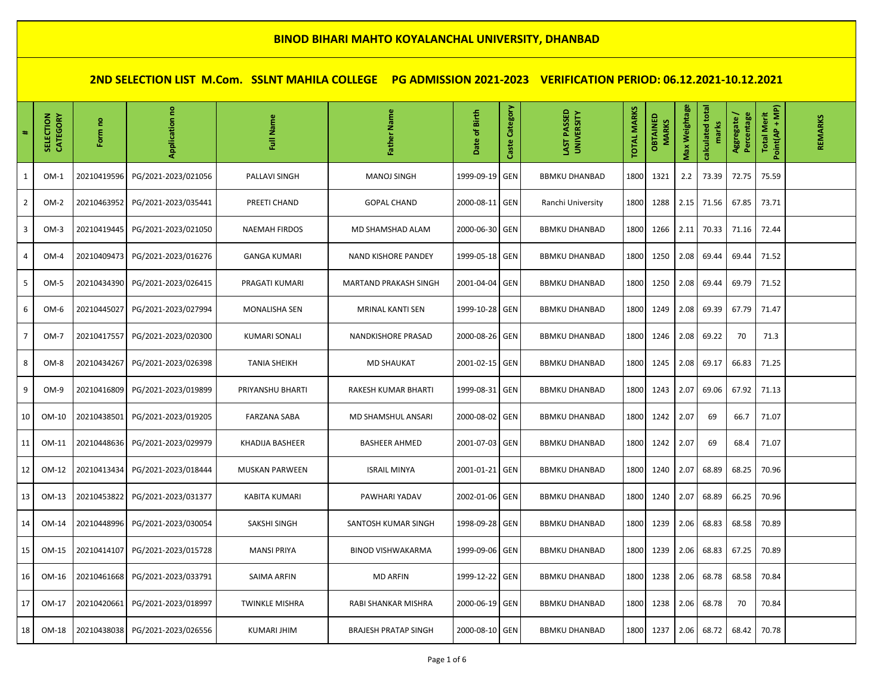# BINOD BIHARI MAHTO KOYALANCHAL UNIVERSITY, DHANBAD

## 2ND SELECTION LIST M.Com. SSLNT MAHILA COLLEGE PG ADMISSION 2021-2023 VERIFICATION PERIOD: 06.12.2021-10.12.2021

| # | SELECTION CATEGORY | Form no | Application no | Full Name | Father Name | Date of Birth | Caste Category | LAST PASSED UNIVERSITY | TOTAL MARKS | OBTAINED MARKS | Max Weightage | calculated total marks | Aggregate / Percentage | Total Merit Point(AP + MP) | REMARKS |
|---|---|---|---|---|---|---|---|---|---|---|---|---|---|---|---|
| 1 | OM-1 | 20210419596 | PG/2021-2023/021056 | PALLAVI SINGH | MANOJ SINGH | 1999-09-19 | GEN | BBMKU DHANBAD | 1800 | 1321 | 2.2 | 73.39 | 72.75 | 75.59 | |
| 2 | OM-2 | 20210463952 | PG/2021-2023/035441 | PREETI CHAND | GOPAL CHAND | 2000-08-11 | GEN | Ranchi University | 1800 | 1288 | 2.15 | 71.56 | 67.85 | 73.71 | |
| 3 | OM-3 | 20210419445 | PG/2021-2023/021050 | NAEMAH FIRDOS | MD SHAMSHAD ALAM | 2000-06-30 | GEN | BBMKU DHANBAD | 1800 | 1266 | 2.11 | 70.33 | 71.16 | 72.44 | |
| 4 | OM-4 | 20210409473 | PG/2021-2023/016276 | GANGA KUMARI | NAND KISHORE PANDEY | 1999-05-18 | GEN | BBMKU DHANBAD | 1800 | 1250 | 2.08 | 69.44 | 69.44 | 71.52 | |
| 5 | OM-5 | 20210434390 | PG/2021-2023/026415 | PRAGATI KUMARI | MARTAND PRAKASH SINGH | 2001-04-04 | GEN | BBMKU DHANBAD | 1800 | 1250 | 2.08 | 69.44 | 69.79 | 71.52 | |
| 6 | OM-6 | 20210445027 | PG/2021-2023/027994 | MONALISHA SEN | MRINAL KANTI SEN | 1999-10-28 | GEN | BBMKU DHANBAD | 1800 | 1249 | 2.08 | 69.39 | 67.79 | 71.47 | |
| 7 | OM-7 | 20210417557 | PG/2021-2023/020300 | KUMARI SONALI | NANDKISHORE PRASAD | 2000-08-26 | GEN | BBMKU DHANBAD | 1800 | 1246 | 2.08 | 69.22 | 70 | 71.3 | |
| 8 | OM-8 | 20210434267 | PG/2021-2023/026398 | TANIA SHEIKH | MD SHAUKAT | 2001-02-15 | GEN | BBMKU DHANBAD | 1800 | 1245 | 2.08 | 69.17 | 66.83 | 71.25 | |
| 9 | OM-9 | 20210416809 | PG/2021-2023/019899 | PRIYANSHU BHARTI | RAKESH KUMAR BHARTI | 1999-08-31 | GEN | BBMKU DHANBAD | 1800 | 1243 | 2.07 | 69.06 | 67.92 | 71.13 | |
| 10 | OM-10 | 20210438501 | PG/2021-2023/019205 | FARZANA SABA | MD SHAMSHUL ANSARI | 2000-08-02 | GEN | BBMKU DHANBAD | 1800 | 1242 | 2.07 | 69 | 66.7 | 71.07 | |
| 11 | OM-11 | 20210448636 | PG/2021-2023/029979 | KHADIJA BASHEER | BASHEER AHMED | 2001-07-03 | GEN | BBMKU DHANBAD | 1800 | 1242 | 2.07 | 69 | 68.4 | 71.07 | |
| 12 | OM-12 | 20210413434 | PG/2021-2023/018444 | MUSKAN PARWEEN | ISRAIL MINYA | 2001-01-21 | GEN | BBMKU DHANBAD | 1800 | 1240 | 2.07 | 68.89 | 68.25 | 70.96 | |
| 13 | OM-13 | 20210453822 | PG/2021-2023/031377 | KABITA KUMARI | PAWHARI YADAV | 2002-01-06 | GEN | BBMKU DHANBAD | 1800 | 1240 | 2.07 | 68.89 | 66.25 | 70.96 | |
| 14 | OM-14 | 20210448996 | PG/2021-2023/030054 | SAKSHI SINGH | SANTOSH KUMAR SINGH | 1998-09-28 | GEN | BBMKU DHANBAD | 1800 | 1239 | 2.06 | 68.83 | 68.58 | 70.89 | |
| 15 | OM-15 | 20210414107 | PG/2021-2023/015728 | MANSI PRIYA | BINOD VISHWAKARMA | 1999-09-06 | GEN | BBMKU DHANBAD | 1800 | 1239 | 2.06 | 68.83 | 67.25 | 70.89 | |
| 16 | OM-16 | 20210461668 | PG/2021-2023/033791 | SAIMA ARFIN | MD ARFIN | 1999-12-22 | GEN | BBMKU DHANBAD | 1800 | 1238 | 2.06 | 68.78 | 68.58 | 70.84 | |
| 17 | OM-17 | 20210420661 | PG/2021-2023/018997 | TWINKLE MISHRA | RABI SHANKAR MISHRA | 2000-06-19 | GEN | BBMKU DHANBAD | 1800 | 1238 | 2.06 | 68.78 | 70 | 70.84 | |
| 18 | OM-18 | 20210438038 | PG/2021-2023/026556 | KUMARI JHIM | BRAJESH PRATAP SINGH | 2000-08-10 | GEN | BBMKU DHANBAD | 1800 | 1237 | 2.06 | 68.72 | 68.42 | 70.78 | |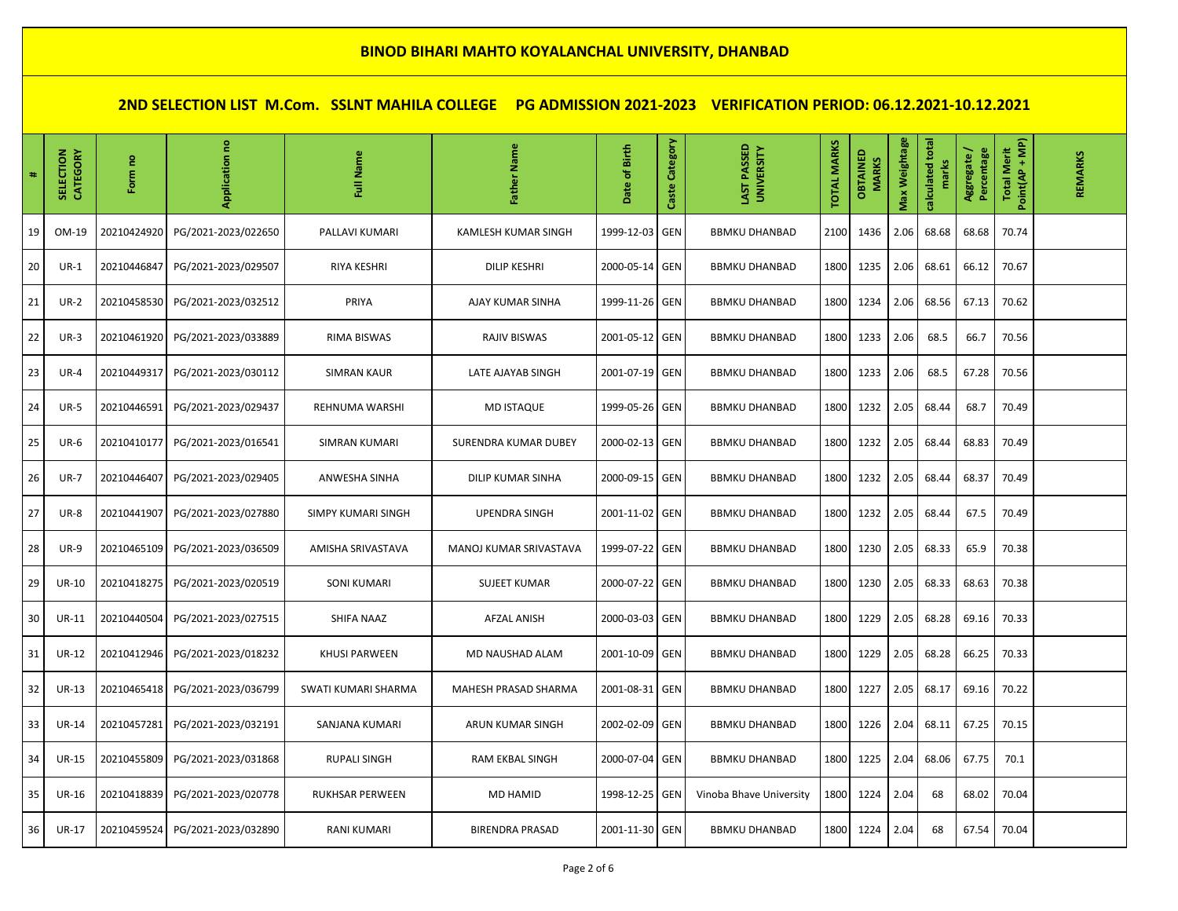# BINOD BIHARI MAHTO KOYALANCHAL UNIVERSITY, DHANBAD

## 2ND SELECTION LIST M.Com. SSLNT MAHILA COLLEGE PG ADMISSION 2021-2023 VERIFICATION PERIOD: 06.12.2021-10.12.2021

| # | SELECTION CATEGORY | Form no | Application no | Full Name | Father Name | Date of Birth | Caste Category | LAST PASSED UNIVERSITY | TOTAL MARKS | OBTAINED MARKS | Max Weightage | calculated total marks | Aggregate / Percentage | Total Merit Point(AP + MP) | REMARKS |
|---|---|---|---|---|---|---|---|---|---|---|---|---|---|---|---|
| 19 | OM-19 | 20210424920 | PG/2021-2023/022650 | PALLAVI KUMARI | KAMLESH KUMAR SINGH | 1999-12-03 | GEN | BBMKU DHANBAD | 2100 | 1436 | 2.06 | 68.68 | 68.68 | 70.74 | |
| 20 | UR-1 | 20210446847 | PG/2021-2023/029507 | RIYA KESHRI | DILIP KESHRI | 2000-05-14 | GEN | BBMKU DHANBAD | 1800 | 1235 | 2.06 | 68.61 | 66.12 | 70.67 | |
| 21 | UR-2 | 20210458530 | PG/2021-2023/032512 | PRIYA | AJAY KUMAR SINHA | 1999-11-26 | GEN | BBMKU DHANBAD | 1800 | 1234 | 2.06 | 68.56 | 67.13 | 70.62 | |
| 22 | UR-3 | 20210461920 | PG/2021-2023/033889 | RIMA BISWAS | RAJIV BISWAS | 2001-05-12 | GEN | BBMKU DHANBAD | 1800 | 1233 | 2.06 | 68.5 | 66.7 | 70.56 | |
| 23 | UR-4 | 20210449317 | PG/2021-2023/030112 | SIMRAN KAUR | LATE AJAYAB SINGH | 2001-07-19 | GEN | BBMKU DHANBAD | 1800 | 1233 | 2.06 | 68.5 | 67.28 | 70.56 | |
| 24 | UR-5 | 20210446591 | PG/2021-2023/029437 | REHNUMA WARSHI | MD ISTAQUE | 1999-05-26 | GEN | BBMKU DHANBAD | 1800 | 1232 | 2.05 | 68.44 | 68.7 | 70.49 | |
| 25 | UR-6 | 20210410177 | PG/2021-2023/016541 | SIMRAN KUMARI | SURENDRA KUMAR DUBEY | 2000-02-13 | GEN | BBMKU DHANBAD | 1800 | 1232 | 2.05 | 68.44 | 68.83 | 70.49 | |
| 26 | UR-7 | 20210446407 | PG/2021-2023/029405 | ANWESHA SINHA | DILIP KUMAR SINHA | 2000-09-15 | GEN | BBMKU DHANBAD | 1800 | 1232 | 2.05 | 68.44 | 68.37 | 70.49 | |
| 27 | UR-8 | 20210441907 | PG/2021-2023/027880 | SIMPY KUMARI SINGH | UPENDRA SINGH | 2001-11-02 | GEN | BBMKU DHANBAD | 1800 | 1232 | 2.05 | 68.44 | 67.5 | 70.49 | |
| 28 | UR-9 | 20210465109 | PG/2021-2023/036509 | AMISHA SRIVASTAVA | MANOJ KUMAR SRIVASTAVA | 1999-07-22 | GEN | BBMKU DHANBAD | 1800 | 1230 | 2.05 | 68.33 | 65.9 | 70.38 | |
| 29 | UR-10 | 20210418275 | PG/2021-2023/020519 | SONI KUMARI | SUJEET KUMAR | 2000-07-22 | GEN | BBMKU DHANBAD | 1800 | 1230 | 2.05 | 68.33 | 68.63 | 70.38 | |
| 30 | UR-11 | 20210440504 | PG/2021-2023/027515 | SHIFA NAAZ | AFZAL ANISH | 2000-03-03 | GEN | BBMKU DHANBAD | 1800 | 1229 | 2.05 | 68.28 | 69.16 | 70.33 | |
| 31 | UR-12 | 20210412946 | PG/2021-2023/018232 | KHUSI PARWEEN | MD NAUSHAD ALAM | 2001-10-09 | GEN | BBMKU DHANBAD | 1800 | 1229 | 2.05 | 68.28 | 66.25 | 70.33 | |
| 32 | UR-13 | 20210465418 | PG/2021-2023/036799 | SWATI KUMARI SHARMA | MAHESH PRASAD SHARMA | 2001-08-31 | GEN | BBMKU DHANBAD | 1800 | 1227 | 2.05 | 68.17 | 69.16 | 70.22 | |
| 33 | UR-14 | 20210457281 | PG/2021-2023/032191 | SANJANA KUMARI | ARUN KUMAR SINGH | 2002-02-09 | GEN | BBMKU DHANBAD | 1800 | 1226 | 2.04 | 68.11 | 67.25 | 70.15 | |
| 34 | UR-15 | 20210455809 | PG/2021-2023/031868 | RUPALI SINGH | RAM EKBAL SINGH | 2000-07-04 | GEN | BBMKU DHANBAD | 1800 | 1225 | 2.04 | 68.06 | 67.75 | 70.1 | |
| 35 | UR-16 | 20210418839 | PG/2021-2023/020778 | RUKHSAR PERWEEN | MD HAMID | 1998-12-25 | GEN | Vinoba Bhave University | 1800 | 1224 | 2.04 | 68 | 68.02 | 70.04 | |
| 36 | UR-17 | 20210459524 | PG/2021-2023/032890 | RANI KUMARI | BIRENDRA PRASAD | 2001-11-30 | GEN | BBMKU DHANBAD | 1800 | 1224 | 2.04 | 68 | 67.54 | 70.04 | |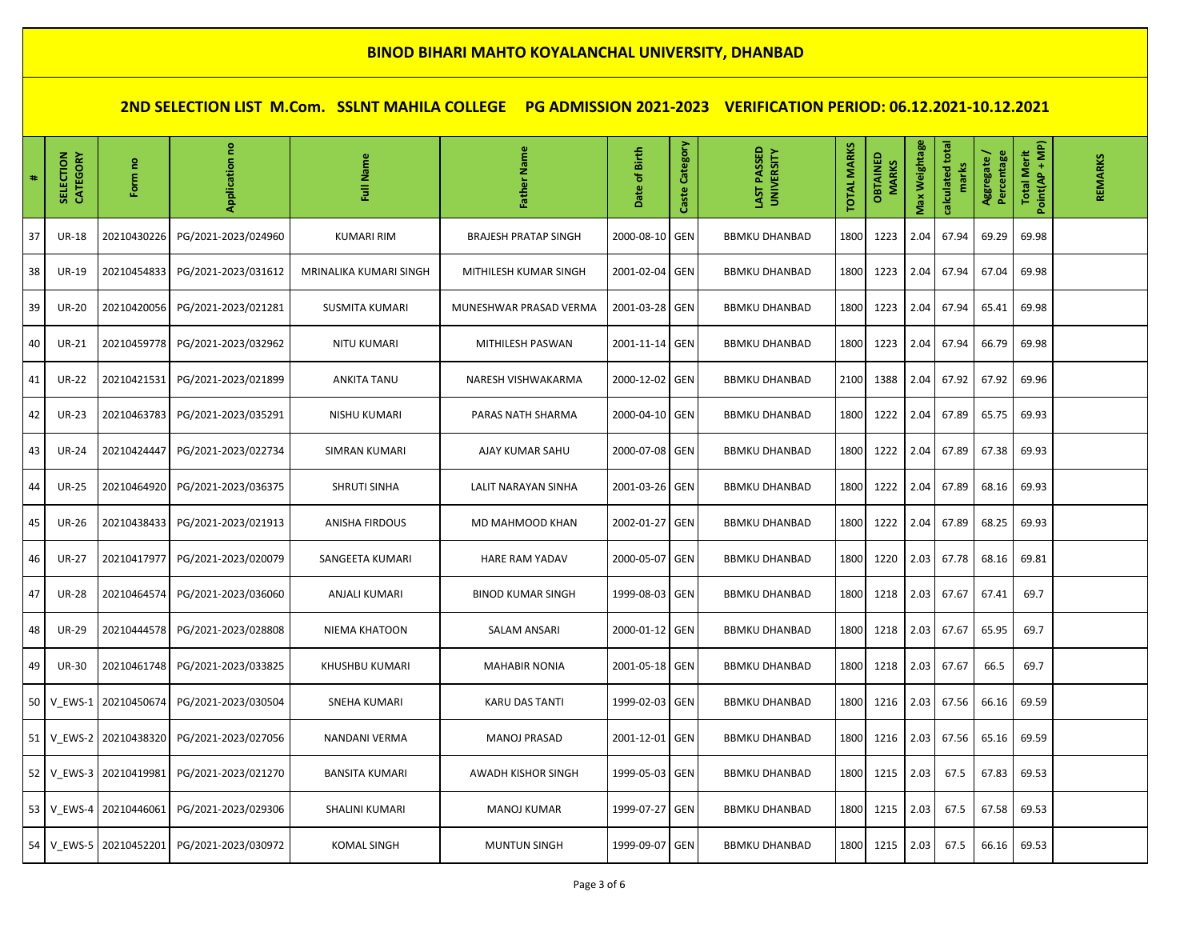# BINOD BIHARI MAHTO KOYALANCHAL UNIVERSITY, DHANBAD

## 2ND SELECTION LIST M.Com. SSLNT MAHILA COLLEGE PG ADMISSION 2021-2023 VERIFICATION PERIOD: 06.12.2021-10.12.2021

| # | SELECTION CATEGORY | Form no | Application no | Full Name | Father Name | Date of Birth | Caste Category | LAST PASSED UNIVERSITY | TOTAL MARKS | OBTAINED MARKS | Max Weightage | calculated total marks | Aggregate / Percentage | Total Merit Point(AP + MP) | REMARKS |
|---|---|---|---|---|---|---|---|---|---|---|---|---|---|---|---|
| 37 | UR-18 | 20210430226 | PG/2021-2023/024960 | KUMARI RIM | BRAJESH PRATAP SINGH | 2000-08-10 | GEN | BBMKU DHANBAD | 1800 | 1223 | 2.04 | 67.94 | 69.29 | 69.98 | |
| 38 | UR-19 | 20210454833 | PG/2021-2023/031612 | MRINALIKA KUMARI SINGH | MITHILESH KUMAR SINGH | 2001-02-04 | GEN | BBMKU DHANBAD | 1800 | 1223 | 2.04 | 67.94 | 67.04 | 69.98 | |
| 39 | UR-20 | 20210420056 | PG/2021-2023/021281 | SUSMITA KUMARI | MUNESHWAR PRASAD VERMA | 2001-03-28 | GEN | BBMKU DHANBAD | 1800 | 1223 | 2.04 | 67.94 | 65.41 | 69.98 | |
| 40 | UR-21 | 20210459778 | PG/2021-2023/032962 | NITU KUMARI | MITHILESH PASWAN | 2001-11-14 | GEN | BBMKU DHANBAD | 1800 | 1223 | 2.04 | 67.94 | 66.79 | 69.98 | |
| 41 | UR-22 | 20210421531 | PG/2021-2023/021899 | ANKITA TANU | NARESH VISHWAKARMA | 2000-12-02 | GEN | BBMKU DHANBAD | 2100 | 1388 | 2.04 | 67.92 | 67.92 | 69.96 | |
| 42 | UR-23 | 20210463783 | PG/2021-2023/035291 | NISHU KUMARI | PARAS NATH SHARMA | 2000-04-10 | GEN | BBMKU DHANBAD | 1800 | 1222 | 2.04 | 67.89 | 65.75 | 69.93 | |
| 43 | UR-24 | 20210424447 | PG/2021-2023/022734 | SIMRAN KUMARI | AJAY KUMAR SAHU | 2000-07-08 | GEN | BBMKU DHANBAD | 1800 | 1222 | 2.04 | 67.89 | 67.38 | 69.93 | |
| 44 | UR-25 | 20210464920 | PG/2021-2023/036375 | SHRUTI SINHA | LALIT NARAYAN SINHA | 2001-03-26 | GEN | BBMKU DHANBAD | 1800 | 1222 | 2.04 | 67.89 | 68.16 | 69.93 | |
| 45 | UR-26 | 20210438433 | PG/2021-2023/021913 | ANISHA FIRDOUS | MD MAHMOOD KHAN | 2002-01-27 | GEN | BBMKU DHANBAD | 1800 | 1222 | 2.04 | 67.89 | 68.25 | 69.93 | |
| 46 | UR-27 | 20210417977 | PG/2021-2023/020079 | SANGEETA KUMARI | HARE RAM YADAV | 2000-05-07 | GEN | BBMKU DHANBAD | 1800 | 1220 | 2.03 | 67.78 | 68.16 | 69.81 | |
| 47 | UR-28 | 20210464574 | PG/2021-2023/036060 | ANJALI KUMARI | BINOD KUMAR SINGH | 1999-08-03 | GEN | BBMKU DHANBAD | 1800 | 1218 | 2.03 | 67.67 | 67.41 | 69.7 | |
| 48 | UR-29 | 20210444578 | PG/2021-2023/028808 | NIEMA KHATOON | SALAM ANSARI | 2000-01-12 | GEN | BBMKU DHANBAD | 1800 | 1218 | 2.03 | 67.67 | 65.95 | 69.7 | |
| 49 | UR-30 | 20210461748 | PG/2021-2023/033825 | KHUSHBU KUMARI | MAHABIR NONIA | 2001-05-18 | GEN | BBMKU DHANBAD | 1800 | 1218 | 2.03 | 67.67 | 66.5 | 69.7 | |
| 50 | V_EWS-1 | 20210450674 | PG/2021-2023/030504 | SNEHA KUMARI | KARU DAS TANTI | 1999-02-03 | GEN | BBMKU DHANBAD | 1800 | 1216 | 2.03 | 67.56 | 66.16 | 69.59 | |
| 51 | V_EWS-2 | 20210438320 | PG/2021-2023/027056 | NANDANI VERMA | MANOJ PRASAD | 2001-12-01 | GEN | BBMKU DHANBAD | 1800 | 1216 | 2.03 | 67.56 | 65.16 | 69.59 | |
| 52 | V_EWS-3 | 20210419981 | PG/2021-2023/021270 | BANSITA KUMARI | AWADH KISHOR SINGH | 1999-05-03 | GEN | BBMKU DHANBAD | 1800 | 1215 | 2.03 | 67.5 | 67.83 | 69.53 | |
| 53 | V_EWS-4 | 20210446061 | PG/2021-2023/029306 | SHALINI KUMARI | MANOJ KUMAR | 1999-07-27 | GEN | BBMKU DHANBAD | 1800 | 1215 | 2.03 | 67.5 | 67.58 | 69.53 | |
| 54 | V_EWS-5 | 20210452201 | PG/2021-2023/030972 | KOMAL SINGH | MUNTUN SINGH | 1999-09-07 | GEN | BBMKU DHANBAD | 1800 | 1215 | 2.03 | 67.5 | 66.16 | 69.53 | |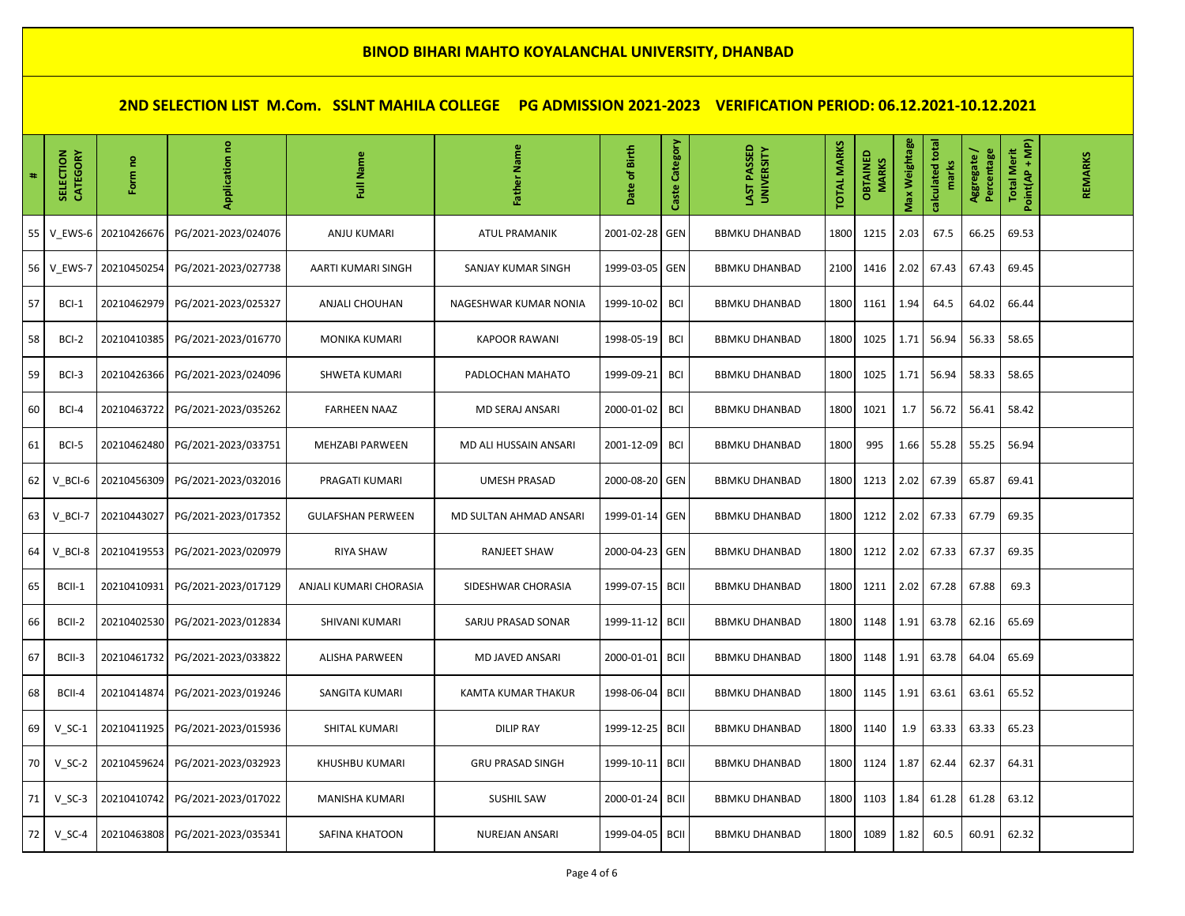## BINOD BIHARI MAHTO KOYALANCHAL UNIVERSITY, DHANBAD

### 2ND SELECTION LIST M.Com. SSLNT MAHILA COLLEGE PG ADMISSION 2021-2023 VERIFICATION PERIOD: 06.12.2021-10.12.2021

| # | SELECTION CATEGORY | Form no | Application no | Full Name | Father Name | Date of Birth | Caste Category | LAST PASSED UNIVERSITY | TOTAL MARKS | OBTAINED MARKS | Max Weightage | calculated total marks | Aggregate / Percentage | Total Merit Point(AP + MP) | REMARKS |
|---|---|---|---|---|---|---|---|---|---|---|---|---|---|---|---|
| 55 | V_EWS-6 | 20210426676 | PG/2021-2023/024076 | ANJU KUMARI | ATUL PRAMANIK | 2001-02-28 | GEN | BBMKU DHANBAD | 1800 | 1215 | 2.03 | 67.5 | 66.25 | 69.53 | |
| 56 | V_EWS-7 | 20210450254 | PG/2021-2023/027738 | AARTI KUMARI SINGH | SANJAY KUMAR SINGH | 1999-03-05 | GEN | BBMKU DHANBAD | 2100 | 1416 | 2.02 | 67.43 | 67.43 | 69.45 | |
| 57 | BCI-1 | 20210462979 | PG/2021-2023/025327 | ANJALI CHOUHAN | NAGESHWAR KUMAR NONIA | 1999-10-02 | BCI | BBMKU DHANBAD | 1800 | 1161 | 1.94 | 64.5 | 64.02 | 66.44 | |
| 58 | BCI-2 | 20210410385 | PG/2021-2023/016770 | MONIKA KUMARI | KAPOOR RAWANI | 1998-05-19 | BCI | BBMKU DHANBAD | 1800 | 1025 | 1.71 | 56.94 | 56.33 | 58.65 | |
| 59 | BCI-3 | 20210426366 | PG/2021-2023/024096 | SHWETA KUMARI | PADLOCHAN MAHATO | 1999-09-21 | BCI | BBMKU DHANBAD | 1800 | 1025 | 1.71 | 56.94 | 58.33 | 58.65 | |
| 60 | BCI-4 | 20210463722 | PG/2021-2023/035262 | FARHEEN NAAZ | MD SERAJ ANSARI | 2000-01-02 | BCI | BBMKU DHANBAD | 1800 | 1021 | 1.7 | 56.72 | 56.41 | 58.42 | |
| 61 | BCI-5 | 20210462480 | PG/2021-2023/033751 | MEHZABI PARWEEN | MD ALI HUSSAIN ANSARI | 2001-12-09 | BCI | BBMKU DHANBAD | 1800 | 995 | 1.66 | 55.28 | 55.25 | 56.94 | |
| 62 | V_BCI-6 | 20210456309 | PG/2021-2023/032016 | PRAGATI KUMARI | UMESH PRASAD | 2000-08-20 | GEN | BBMKU DHANBAD | 1800 | 1213 | 2.02 | 67.39 | 65.87 | 69.41 | |
| 63 | V_BCI-7 | 20210443027 | PG/2021-2023/017352 | GULAFSHAN PERWEEN | MD SULTAN AHMAD ANSARI | 1999-01-14 | GEN | BBMKU DHANBAD | 1800 | 1212 | 2.02 | 67.33 | 67.79 | 69.35 | |
| 64 | V_BCI-8 | 20210419553 | PG/2021-2023/020979 | RIYA SHAW | RANJEET SHAW | 2000-04-23 | GEN | BBMKU DHANBAD | 1800 | 1212 | 2.02 | 67.33 | 67.37 | 69.35 | |
| 65 | BCII-1 | 20210410931 | PG/2021-2023/017129 | ANJALI KUMARI CHORASIA | SIDESHWAR CHORASIA | 1999-07-15 | BCII | BBMKU DHANBAD | 1800 | 1211 | 2.02 | 67.28 | 67.88 | 69.3 | |
| 66 | BCII-2 | 20210402530 | PG/2021-2023/012834 | SHIVANI KUMARI | SARJU PRASAD SONAR | 1999-11-12 | BCII | BBMKU DHANBAD | 1800 | 1148 | 1.91 | 63.78 | 62.16 | 65.69 | |
| 67 | BCII-3 | 20210461732 | PG/2021-2023/033822 | ALISHA PARWEEN | MD JAVED ANSARI | 2000-01-01 | BCII | BBMKU DHANBAD | 1800 | 1148 | 1.91 | 63.78 | 64.04 | 65.69 | |
| 68 | BCII-4 | 20210414874 | PG/2021-2023/019246 | SANGITA KUMARI | KAMTA KUMAR THAKUR | 1998-06-04 | BCII | BBMKU DHANBAD | 1800 | 1145 | 1.91 | 63.61 | 63.61 | 65.52 | |
| 69 | V_SC-1 | 20210411925 | PG/2021-2023/015936 | SHITAL KUMARI | DILIP RAY | 1999-12-25 | BCII | BBMKU DHANBAD | 1800 | 1140 | 1.9 | 63.33 | 63.33 | 65.23 | |
| 70 | V_SC-2 | 20210459624 | PG/2021-2023/032923 | KHUSHBU KUMARI | GRU PRASAD SINGH | 1999-10-11 | BCII | BBMKU DHANBAD | 1800 | 1124 | 1.87 | 62.44 | 62.37 | 64.31 | |
| 71 | V_SC-3 | 20210410742 | PG/2021-2023/017022 | MANISHA KUMARI | SUSHIL SAW | 2000-01-24 | BCII | BBMKU DHANBAD | 1800 | 1103 | 1.84 | 61.28 | 61.28 | 63.12 | |
| 72 | V_SC-4 | 20210463808 | PG/2021-2023/035341 | SAFINA KHATOON | NUREJAN ANSARI | 1999-04-05 | BCII | BBMKU DHANBAD | 1800 | 1089 | 1.82 | 60.5 | 60.91 | 62.32 | |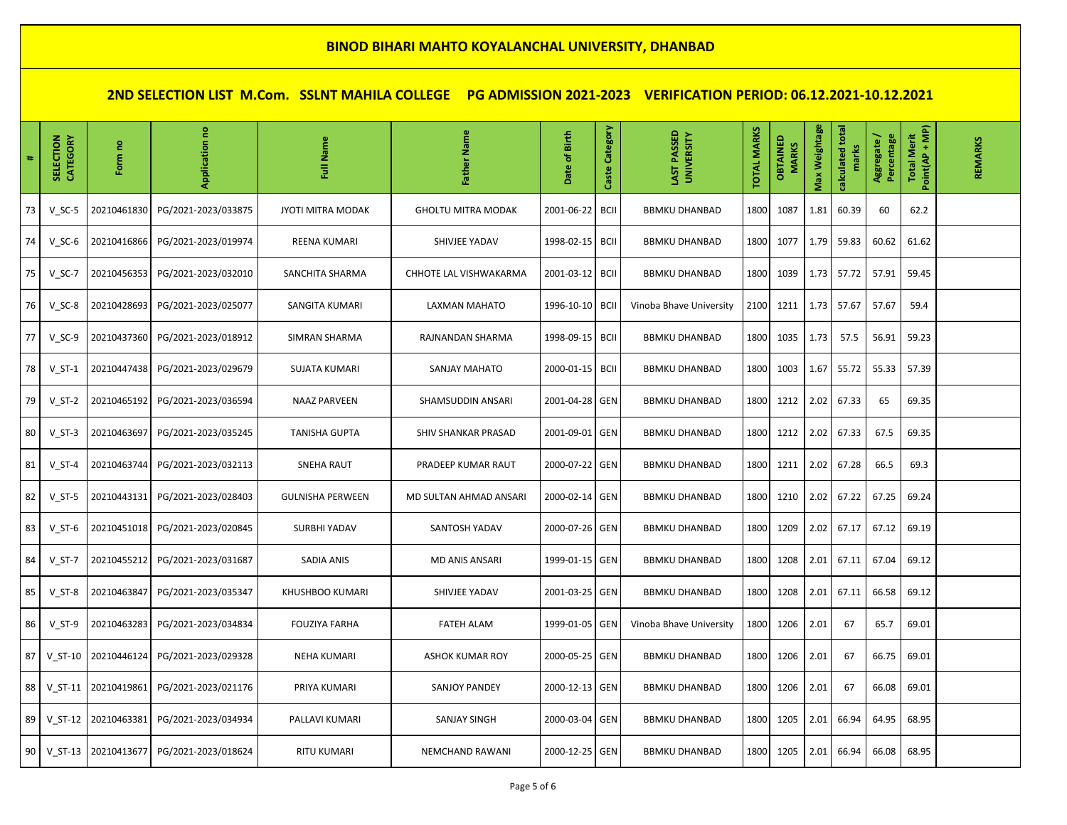## BINOD BIHARI MAHTO KOYALANCHAL UNIVERSITY, DHANBAD

### 2ND SELECTION LIST M.Com. SSLNT MAHILA COLLEGE PG ADMISSION 2021-2023 VERIFICATION PERIOD: 06.12.2021-10.12.2021

| # | SELECTION CATEGORY | Form no | Application no | Full Name | Father Name | Date of Birth | Caste Category | LAST PASSED UNIVERSITY | TOTAL MARKS | OBTAINED MARKS | Max Weightage | calculated total marks | Aggregate / Percentage | Total Merit Point(AP + MP) | REMARKS |
|---|---|---|---|---|---|---|---|---|---|---|---|---|---|---|---|
| 73 | V_SC-5 | 20210461830 | PG/2021-2023/033875 | JYOTI MITRA MODAK | GHOLTU MITRA MODAK | 2001-06-22 | BCII | BBMKU DHANBAD | 1800 | 1087 | 1.81 | 60.39 | 60 | 62.2 | |
| 74 | V_SC-6 | 20210416866 | PG/2021-2023/019974 | REENA KUMARI | SHIVJEE YADAV | 1998-02-15 | BCII | BBMKU DHANBAD | 1800 | 1077 | 1.79 | 59.83 | 60.62 | 61.62 | |
| 75 | V_SC-7 | 20210456353 | PG/2021-2023/032010 | SANCHITA SHARMA | CHHOTE LAL VISHWAKARMA | 2001-03-12 | BCII | BBMKU DHANBAD | 1800 | 1039 | 1.73 | 57.72 | 57.91 | 59.45 | |
| 76 | V_SC-8 | 20210428693 | PG/2021-2023/025077 | SANGITA KUMARI | LAXMAN MAHATO | 1996-10-10 | BCII | Vinoba Bhave University | 2100 | 1211 | 1.73 | 57.67 | 57.67 | 59.4 | |
| 77 | V_SC-9 | 20210437360 | PG/2021-2023/018912 | SIMRAN SHARMA | RAJNANDAN SHARMA | 1998-09-15 | BCII | BBMKU DHANBAD | 1800 | 1035 | 1.73 | 57.5 | 56.91 | 59.23 | |
| 78 | V_ST-1 | 20210447438 | PG/2021-2023/029679 | SUJATA KUMARI | SANJAY MAHATO | 2000-01-15 | BCII | BBMKU DHANBAD | 1800 | 1003 | 1.67 | 55.72 | 55.33 | 57.39 | |
| 79 | V_ST-2 | 20210465192 | PG/2021-2023/036594 | NAAZ PARVEEN | SHAMSUDDIN ANSARI | 2001-04-28 | GEN | BBMKU DHANBAD | 1800 | 1212 | 2.02 | 67.33 | 65 | 69.35 | |
| 80 | V_ST-3 | 20210463697 | PG/2021-2023/035245 | TANISHA GUPTA | SHIV SHANKAR PRASAD | 2001-09-01 | GEN | BBMKU DHANBAD | 1800 | 1212 | 2.02 | 67.33 | 67.5 | 69.35 | |
| 81 | V_ST-4 | 20210463744 | PG/2021-2023/032113 | SNEHA RAUT | PRADEEP KUMAR RAUT | 2000-07-22 | GEN | BBMKU DHANBAD | 1800 | 1211 | 2.02 | 67.28 | 66.5 | 69.3 | |
| 82 | V_ST-5 | 20210443131 | PG/2021-2023/028403 | GULNISHA PERWEEN | MD SULTAN AHMAD ANSARI | 2000-02-14 | GEN | BBMKU DHANBAD | 1800 | 1210 | 2.02 | 67.22 | 67.25 | 69.24 | |
| 83 | V_ST-6 | 20210451018 | PG/2021-2023/020845 | SURBHI YADAV | SANTOSH YADAV | 2000-07-26 | GEN | BBMKU DHANBAD | 1800 | 1209 | 2.02 | 67.17 | 67.12 | 69.19 | |
| 84 | V_ST-7 | 20210455212 | PG/2021-2023/031687 | SADIA ANIS | MD ANIS ANSARI | 1999-01-15 | GEN | BBMKU DHANBAD | 1800 | 1208 | 2.01 | 67.11 | 67.04 | 69.12 | |
| 85 | V_ST-8 | 20210463847 | PG/2021-2023/035347 | KHUSHBOO KUMARI | SHIVJEE YADAV | 2001-03-25 | GEN | BBMKU DHANBAD | 1800 | 1208 | 2.01 | 67.11 | 66.58 | 69.12 | |
| 86 | V_ST-9 | 20210463283 | PG/2021-2023/034834 | FOUZIYA FARHA | FATEH ALAM | 1999-01-05 | GEN | Vinoba Bhave University | 1800 | 1206 | 2.01 | 67 | 65.7 | 69.01 | |
| 87 | V_ST-10 | 20210446124 | PG/2021-2023/029328 | NEHA KUMARI | ASHOK KUMAR ROY | 2000-05-25 | GEN | BBMKU DHANBAD | 1800 | 1206 | 2.01 | 67 | 66.75 | 69.01 | |
| 88 | V_ST-11 | 20210419861 | PG/2021-2023/021176 | PRIYA KUMARI | SANJOY PANDEY | 2000-12-13 | GEN | BBMKU DHANBAD | 1800 | 1206 | 2.01 | 67 | 66.08 | 69.01 | |
| 89 | V_ST-12 | 20210463381 | PG/2021-2023/034934 | PALLAVI KUMARI | SANJAY SINGH | 2000-03-04 | GEN | BBMKU DHANBAD | 1800 | 1205 | 2.01 | 66.94 | 64.95 | 68.95 | |
| 90 | V_ST-13 | 20210413677 | PG/2021-2023/018624 | RITU KUMARI | NEMCHAND RAWANI | 2000-12-25 | GEN | BBMKU DHANBAD | 1800 | 1205 | 2.01 | 66.94 | 66.08 | 68.95 | |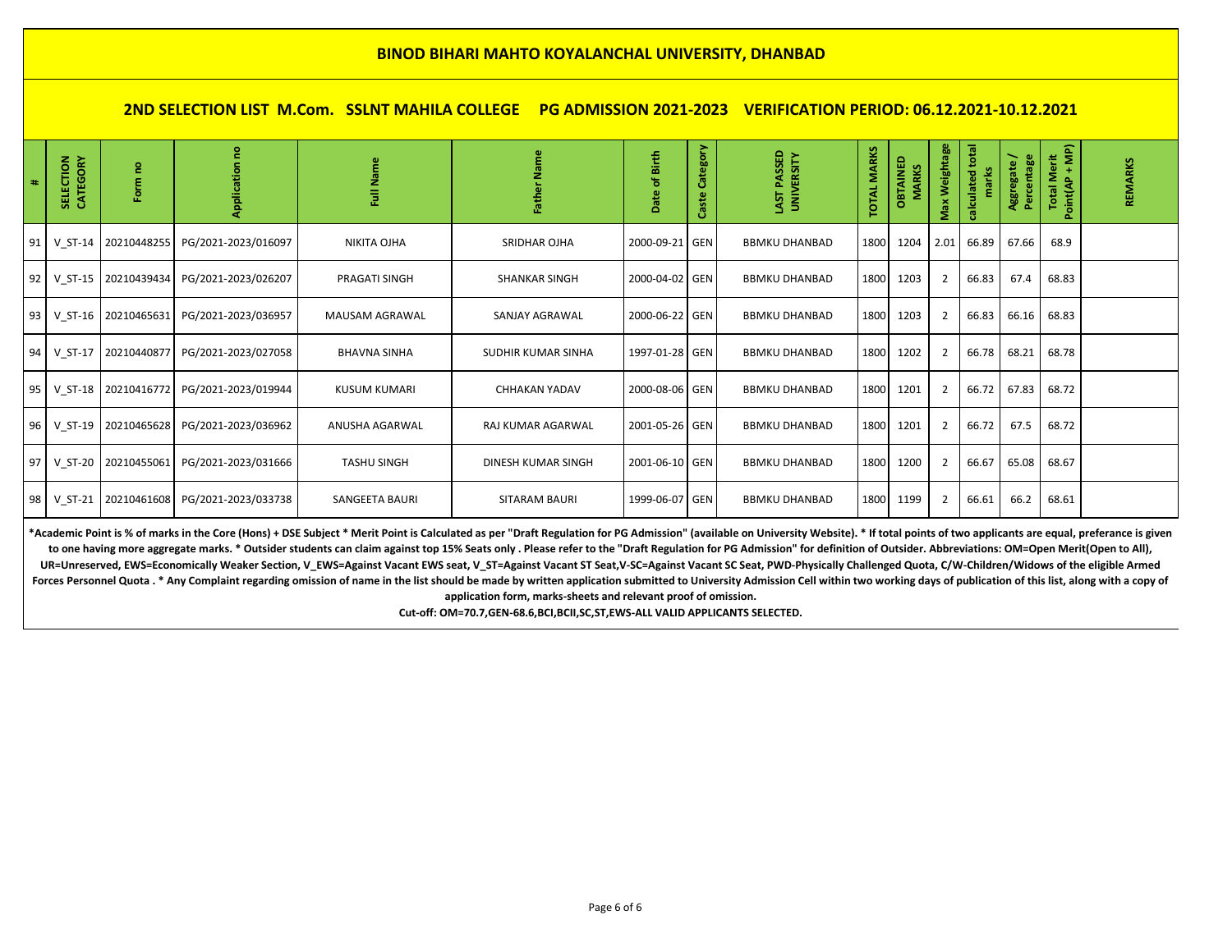# BINOD BIHARI MAHTO KOYALANCHAL UNIVERSITY, DHANBAD

## 2ND SELECTION LIST M.Com. SSLNT MAHILA COLLEGE PG ADMISSION 2021-2023 VERIFICATION PERIOD: 06.12.2021-10.12.2021

| # | SELECTION CATEGORY | Form no | Application no | Full Name | Father Name | Date of Birth | Caste Category | LAST PASSED UNIVERSITY | TOTAL MARKS | OBTAINED MARKS | Max Weightage | calculated total marks | Aggregate / Percentage | Total Merit Point(AP + MP) | REMARKS |
|---|---|---|---|---|---|---|---|---|---|---|---|---|---|---|---|
| 91 | V_ST-14 | 20210448255 | PG/2021-2023/016097 | NIKITA OJHA | SRIDHAR OJHA | 2000-09-21 | GEN | BBMKU DHANBAD | 1800 | 1204 | 2.01 | 66.89 | 67.66 | 68.9 | |
| 92 | V_ST-15 | 20210439434 | PG/2021-2023/026207 | PRAGATI SINGH | SHANKAR SINGH | 2000-04-02 | GEN | BBMKU DHANBAD | 1800 | 1203 | 2 | 66.83 | 67.4 | 68.83 | |
| 93 | V_ST-16 | 20210465631 | PG/2021-2023/036957 | MAUSAM AGRAWAL | SANJAY AGRAWAL | 2000-06-22 | GEN | BBMKU DHANBAD | 1800 | 1203 | 2 | 66.83 | 66.16 | 68.83 | |
| 94 | V_ST-17 | 20210440877 | PG/2021-2023/027058 | BHAVNA SINHA | SUDHIR KUMAR SINHA | 1997-01-28 | GEN | BBMKU DHANBAD | 1800 | 1202 | 2 | 66.78 | 68.21 | 68.78 | |
| 95 | V_ST-18 | 20210416772 | PG/2021-2023/019944 | KUSUM KUMARI | CHHAKAN YADAV | 2000-08-06 | GEN | BBMKU DHANBAD | 1800 | 1201 | 2 | 66.72 | 67.83 | 68.72 | |
| 96 | V_ST-19 | 20210465628 | PG/2021-2023/036962 | ANUSHA AGARWAL | RAJ KUMAR AGARWAL | 2001-05-26 | GEN | BBMKU DHANBAD | 1800 | 1201 | 2 | 66.72 | 67.5 | 68.72 | |
| 97 | V_ST-20 | 20210455061 | PG/2021-2023/031666 | TASHU SINGH | DINESH KUMAR SINGH | 2001-06-10 | GEN | BBMKU DHANBAD | 1800 | 1200 | 2 | 66.67 | 65.08 | 68.67 | |
| 98 | V_ST-21 | 20210461608 | PG/2021-2023/033738 | SANGEETA BAURI | SITARAM BAURI | 1999-06-07 | GEN | BBMKU DHANBAD | 1800 | 1199 | 2 | 66.61 | 66.2 | 68.61 | |

**\*Academic Point is % of marks in the Core (Hons) + DSE Subject \* Merit Point is Calculated as per "Draft Regulation for PG Admission" (available on University Website). \* If total points of two applicants are equal, preferance is given to one having more aggregate marks. \* Outsider students can claim against top 15% Seats only . Please refer to the "Draft Regulation for PG Admission" for definition of Outsider. Abbreviations: OM=Open Merit(Open to All), UR=Unreserved, EWS=Economically Weaker Section, V_EWS=Against Vacant EWS seat, V_ST=Against Vacant ST Seat,V-SC=Against Vacant SC Seat, PWD-Physically Challenged Quota, C/W-Children/Widows of the eligible Armed Forces Personnel Quota . \* Any Complaint regarding omission of name in the list should be made by written application submitted to University Admission Cell within two working days of publication of this list, along with a copy of application form, marks-sheets and relevant proof of omission.**

**Cut-off: OM=70.7,GEN-68.6,BCI,BCII,SC,ST,EWS-ALL VALID APPLICANTS SELECTED.**